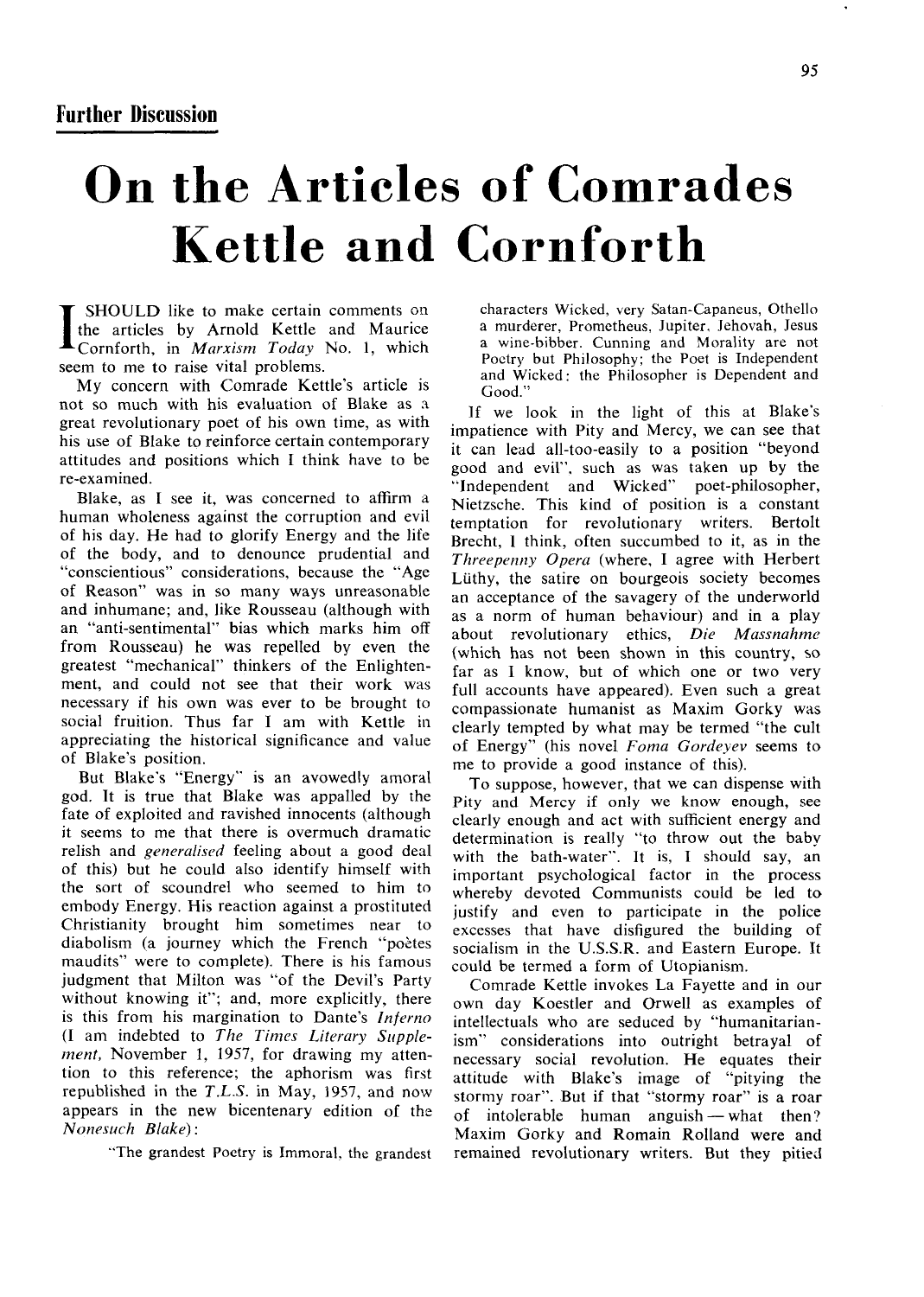**Further Discussion**

# On the Articles of Comrades Kettle and Cornforth

I SHOULD like to make certain comments on the articles by Arnold Kettle and Maurice Cornforth, in *Marxism Today* No. 1, which seem to me to raise vital problems.

My concern with Comrade Kettle's article is not so much with his evaluation of Blake as a great revolutionary poet of his own time, as with his use of Blake to reinforce certain contemporary attitudes and positions which I think have to be re-examined.

Blake, as I see it, was concerned to affirm a human wholeness against the corruption and evil of his day. He had to glorify Energy and the life of the body, and to denounce prudential and "conscientious" considerations, because the "Age of Reason" was in so many ways unreasonable and inhumane; and, like Rousseau (although with an "anti-sentimental" bias which marks him off from Rousseau) he was repelled by even the greatest "mechanical" thinkers of the Enlightenment, and could not see that their work was necessary if his own was ever to be brought to social fruition. Thus far I am with Kettle in appreciating the historical significance and value of Blake's position.

But Blake's "Energy" is an avowedly amoral god. It is true that Blake was appalled by the fate of exploited and ravished innocents (although it seems to me that there is overmuch dramatic relish and *generalised* feeling about a good deal of this) but he could also identify himself with the sort of scoundrel who seemed to him to embody Energy. His reaction against a prostituted Christianity brought him sometimes near to diabolism (a journey which the French "poètes maudits" were to complete). There is his famous judgment that Milton was "of the Devil's Party without knowing it"; and, more explicitly, there is this from his margination to Dante's *Inferno* (I am indebted to *The Times Literary Supplement*, November 1, 1957, for drawing my attention to this reference; the aphorism was first republished in the *T.L.S.* in May, 1957, and now appears in the new bicentenary edition of the *Nonesuch Blake*):

> "The grandest Poetry is Immoral, the grandest characters Wicked, very Satan-Capaneus, Othello a murderer, Prometheus, Jupiter, Jehovah, Jesus a wine-bibber. Cunning and Morality are not Poetry but Philosophy; the Poet is Independent and Wicked: the Philosopher is Dependent and Good."

If we look in the light of this at Blake's impatience with Pity and Mercy, we can see that it can lead all-too-easily to a position "beyond good and evil", such as was taken up by the "Independent and Wicked" poet-philosopher, Nietzsche. This kind of position is a constant temptation for revolutionary writers. Bertolt Brecht, I think, often succumbed to it, as in the *Threepenny Opera* (where, I agree with Herbert Lüthy, the satire on bourgeois society becomes an acceptance of the savagery of the underworld as a norm of human behaviour) and in a play about revolutionary ethics, *Die Massnahme* (which has not been shown in this country, so far as I know, but of which one or two very full accounts have appeared). Even such a great compassionate humanist as Maxim Gorky was clearly tempted by what may be termed "the cult of Energy" (his novel *Foma Gordeyev* seems to me to provide a good instance of this).

To suppose, however, that we can dispense with Pity and Mercy if only we know enough, see clearly enough and act with sufficient energy and determination is really "to throw out the baby with the bath-water". It is, I should say, an important psychological factor in the process whereby devoted Communists could be led to justify and even to participate in the police excesses that have disfigured the building of socialism in the U.S.S.R. and Eastern Europe. It could be termed a form of Utopianism.

Comrade Kettle invokes La Fayette and in our own day Koestler and Orwell as examples of intellectuals who are seduced by "humanitarianism" considerations into outright betrayal of necessary social revolution. He equates their attitude with Blake's image of "pitying the stormy roar". But if that "stormy roar" is a roar of intolerable human anguish — what then? Maxim Gorky and Romain Rolland were and remained revolutionary writers. But they pitied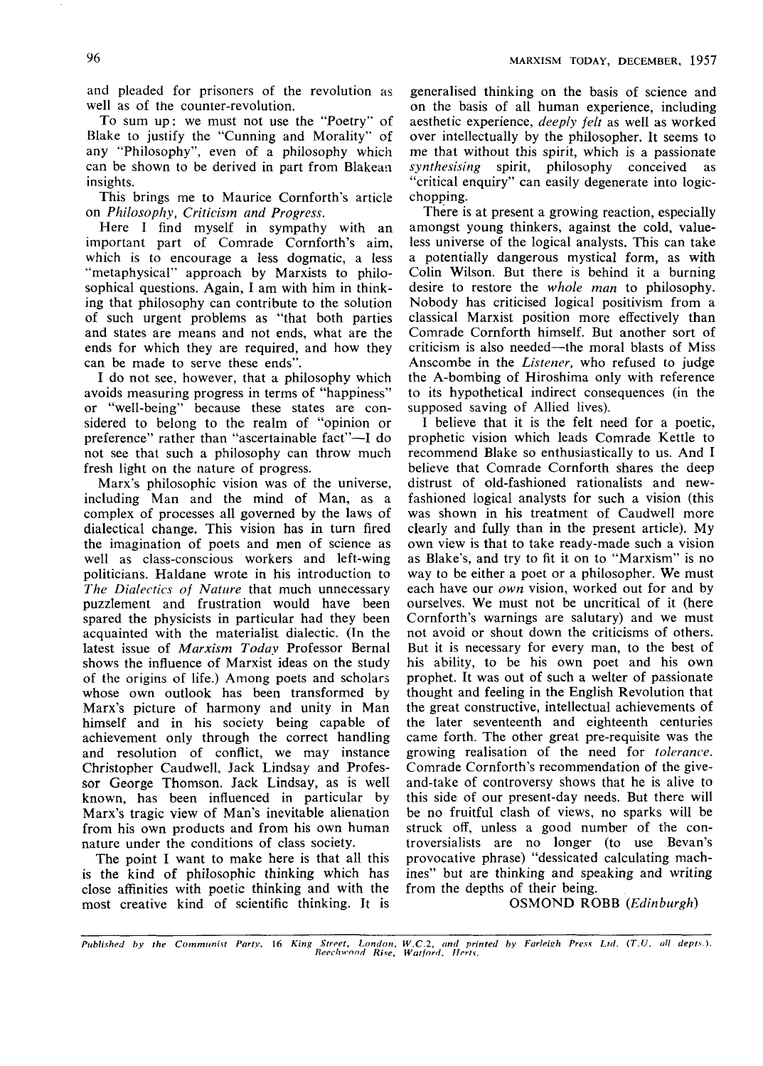and pleaded for prisoners of the revolution as well as of the counter-revolution.

To sum up: we must not use the "Poetry" of Blake to justify the "Cunning and Morality" of any "Philosophy", even of a philosophy which can be shown to be derived in part from Blakean insights.

This brings me to Maurice Cornforth's article on *Philosophy, Criticism and Progress.*

Here I find myself in sympathy with an important part of Comrade Cornforth's aim, which is to encourage a less dogmatic, a less "metaphysical" approach by Marxists to philosophical questions. Again, I am with him in thinking that philosophy can contribute to the solution of such urgent problems as "that both parties and states are means and not ends, what are the ends for which they are required, and how they can be made to serve these ends".

I do not see, however, that a philosophy which avoids measuring progress in terms of "happiness" or "well-being" because these states are considered to belong to the realm of "opinion or preference" rather than "ascertainable fact"—I do not see that such a philosophy can throw much fresh light on the nature of progress.

Marx's philosophic vision was of the universe, including Man and the mind of Man, as a complex of processes all governed by the laws of dialectical change. This vision has in turn fired the imagination of poets and men of science as well as class-conscious workers and left-wing politicians. Haldane wrote in his introduction to *The Dialectics of Nature* that much unnecessary puzzlement and frustration would have been spared the physicists in particular had they been acquainted with the materialist dialectic. (In the latest issue of *Marxism Today* Professor Bernal shows the influence of Marxist ideas on the study of the origins of life.) Among poets and scholars whose own outlook has been transformed by Marx's picture of harmony and unity in Man himself and in his society being capable of achievement only through the correct handling and resolution of conflict, we may instance Christopher Caudwell, Jack Lindsay and Professor George Thomson. Jack Lindsay, as is well known, has been influenced in particular by Marx's tragic view of Man's inevitable alienation from his own products and from his own human nature under the conditions of class society.

The point I want to make here is that all this is the kind of philosophic thinking which has close affinities with poetic thinking and with the most creative kind of scientific thinking. It is generalised thinking on the basis of science and on the basis of all human experience, including aesthetic experience, *deeply felt* as well as worked over intellectually by the philosopher. It seems to me that without this spirit, which is a passionate *synthesising* spirit, philosophy conceived as "critical enquiry" can easily degenerate into logic-chopping.

There is at present a growing reaction, especially amongst young thinkers, against the cold, valueless universe of the logical analysts. This can take a potentially dangerous mystical form, as with Colin Wilson. But there is behind it a burning desire to restore the *whole man* to philosophy. Nobody has criticised logical positivism from a classical Marxist position more effectively than Comrade Cornforth himself. But another sort of criticism is also needed—the moral blasts of Miss Anscombe in the *Listener,* who refused to judge the A-bombing of Hiroshima only with reference to its hypothetical indirect consequences (in the supposed saving of Allied lives).

I believe that it is the felt need for a poetic, prophetic vision which leads Comrade Kettle to recommend Blake so enthusiastically to us. And I believe that Comrade Cornforth shares the deep distrust of old-fashioned rationalists and new-fashioned logical analysts for such a vision (this was shown in his treatment of Caudwell more clearly and fully than in the present article). My own view is that to take ready-made such a vision as Blake's, and try to fit it on to "Marxism" is no way to be either a poet or a philosopher. We must each have our *own* vision, worked out for and by ourselves. We must not be uncritical of it (here Cornforth's warnings are salutary) and we must not avoid or shout down the criticisms of others. But it is necessary for every man, to the best of his ability, to be his own poet and his own prophet. It was out of such a welter of passionate thought and feeling in the English Revolution that the great constructive, intellectual achievements of the later seventeenth and eighteenth centuries came forth. The other great pre-requisite was the growing realisation of the need for *tolerance.* Comrade Cornforth's recommendation of the give-and-take of controversy shows that he is alive to this side of our present-day needs. But there will be no fruitful clash of views, no sparks will be struck off, unless a good number of the controversialists are no longer (to use Bevan's provocative phrase) "dessicated calculating machines" but are thinking and speaking and writing from the depths of their being.

OSMOND ROBB (*Edinburgh*)

*Published by the Communist Party, 16 King Street, London, W.C.2, and printed by Farleigh Press Ltd. (T.U. all depts.). Beechwood Rise, Watford, Herts.*